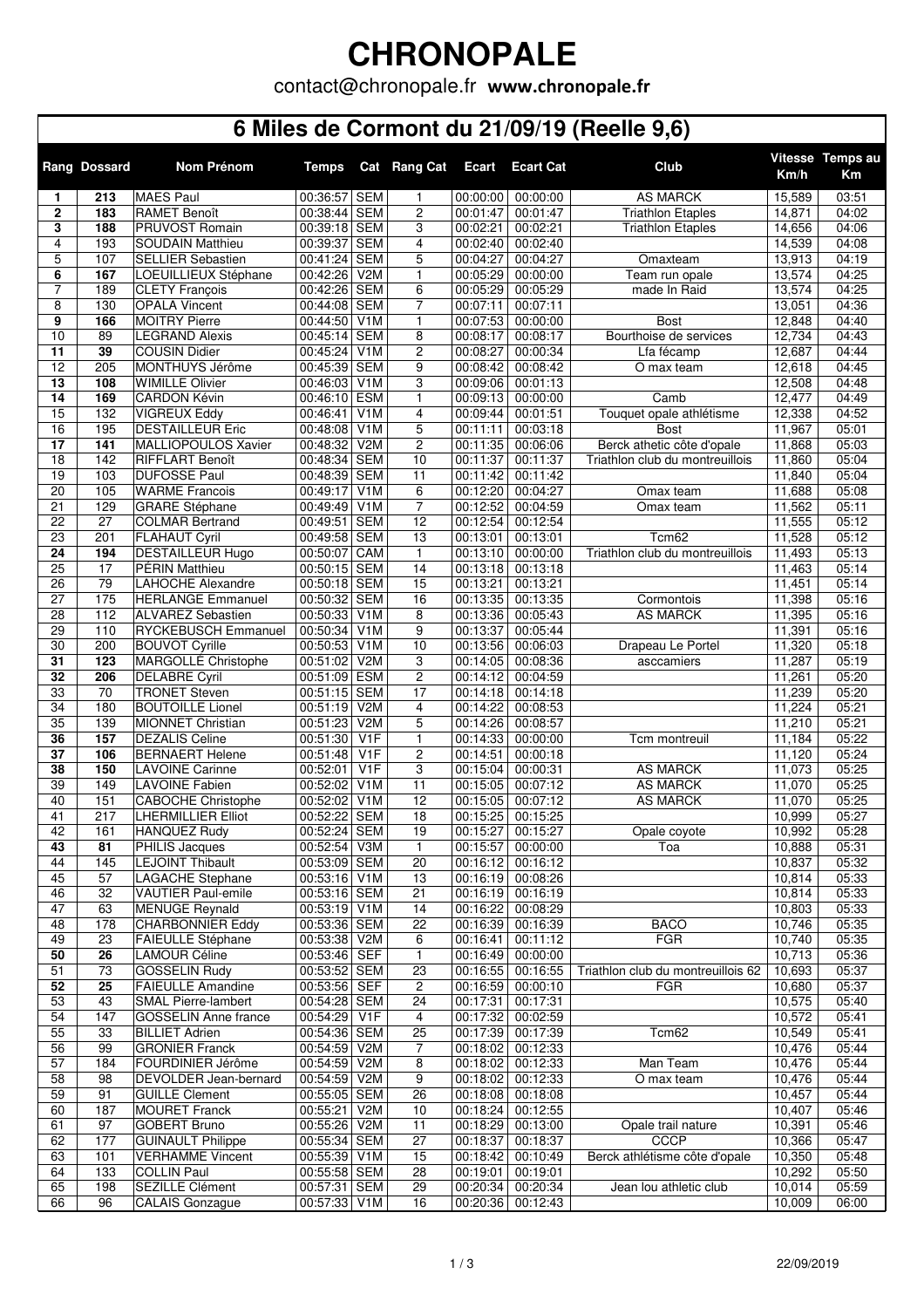# CHRONOPALE

contact@chronopale.fr **www.chronopale.fr**

## 6 Miles de Cormont du 21/09/19 (Reelle 9,6)

| Rang | Dossard | Nom Prénom | Temps | Cat | Rang Cat | Ecart | Ecart Cat | Club | Vitesse Km/h | Temps au Km |
|---|---|---|---|---|---|---|---|---|---|---|
| **1** | **213** | MAES Paul | 00:36:57 | SEM | 1 | 00:00:00 | 00:00:00 | AS MARCK | 15,589 | 03:51 |
| **2** | **183** | RAMET Benoît | 00:38:44 | SEM | 2 | 00:01:47 | 00:01:47 | Triathlon Etaples | 14,871 | 04:02 |
| **3** | **188** | PRUVOST Romain | 00:39:18 | SEM | 3 | 00:02:21 | 00:02:21 | Triathlon Etaples | 14,656 | 04:06 |
| 4 | 193 | SOUDAIN Matthieu | 00:39:37 | SEM | 4 | 00:02:40 | 00:02:40 | | 14,539 | 04:08 |
| 5 | 107 | SELLIER Sebastien | 00:41:24 | SEM | 5 | 00:04:27 | 00:04:27 | Omaxteam | 13,913 | 04:19 |
| **6** | **167** | LOEUILLIEUX Stéphane | 00:42:26 | V2M | 1 | 00:05:29 | 00:00:00 | Team run opale | 13,574 | 04:25 |
| 7 | 189 | CLETY François | 00:42:26 | SEM | 6 | 00:05:29 | 00:05:29 | made In Raid | 13,574 | 04:25 |
| 8 | 130 | OPALA Vincent | 00:44:08 | SEM | 7 | 00:07:11 | 00:07:11 | | 13,051 | 04:36 |
| **9** | **166** | MOITRY Pierre | 00:44:50 | V1M | 1 | 00:07:53 | 00:00:00 | Bost | 12,848 | 04:40 |
| 10 | 89 | LEGRAND Alexis | 00:45:14 | SEM | 8 | 00:08:17 | 00:08:17 | Bourthoise de services | 12,734 | 04:43 |
| **11** | **39** | COUSIN Didier | 00:45:24 | V1M | 2 | 00:08:27 | 00:00:34 | Lfa fécamp | 12,687 | 04:44 |
| 12 | 205 | MONTHUYS Jérôme | 00:45:39 | SEM | 9 | 00:08:42 | 00:08:42 | O max team | 12,618 | 04:45 |
| **13** | **108** | WIMILLE Olivier | 00:46:03 | V1M | 3 | 00:09:06 | 00:01:13 | | 12,508 | 04:48 |
| **14** | **169** | CARDON Kévin | 00:46:10 | ESM | 1 | 00:09:13 | 00:00:00 | Camb | 12,477 | 04:49 |
| 15 | 132 | VIGREUX Eddy | 00:46:41 | V1M | 4 | 00:09:44 | 00:01:51 | Touquet opale athlétisme | 12,338 | 04:52 |
| 16 | 195 | DESTAILLEUR Eric | 00:48:08 | V1M | 5 | 00:11:11 | 00:03:18 | Bost | 11,967 | 05:01 |
| **17** | **141** | MALLIOPOULOS Xavier | 00:48:32 | V2M | 2 | 00:11:35 | 00:06:06 | Berck athetic côte d'opale | 11,868 | 05:03 |
| 18 | 142 | RIFFLART Benoît | 00:48:34 | SEM | 10 | 00:11:37 | 00:11:37 | Triathlon club du montreuillois | 11,860 | 05:04 |
| 19 | 103 | DUFOSSE Paul | 00:48:39 | SEM | 11 | 00:11:42 | 00:11:42 | | 11,840 | 05:04 |
| 20 | 105 | WARME Francois | 00:49:17 | V1M | 6 | 00:12:20 | 00:04:27 | Omax team | 11,688 | 05:08 |
| 21 | 129 | GRARE Stéphane | 00:49:49 | V1M | 7 | 00:12:52 | 00:04:59 | Omax team | 11,562 | 05:11 |
| 22 | 27 | COLMAR Bertrand | 00:49:51 | SEM | 12 | 00:12:54 | 00:12:54 | | 11,555 | 05:12 |
| 23 | 201 | FLAHAUT Cyril | 00:49:58 | SEM | 13 | 00:13:01 | 00:13:01 | Tcm62 | 11,528 | 05:12 |
| **24** | **194** | DESTAILLEUR Hugo | 00:50:07 | CAM | 1 | 00:13:10 | 00:00:00 | Triathlon club du montreuillois | 11,493 | 05:13 |
| 25 | 17 | PÉRIN Matthieu | 00:50:15 | SEM | 14 | 00:13:18 | 00:13:18 | | 11,463 | 05:14 |
| 26 | 79 | LAHOCHE Alexandre | 00:50:18 | SEM | 15 | 00:13:21 | 00:13:21 | | 11,451 | 05:14 |
| 27 | 175 | HERLANGE Emmanuel | 00:50:32 | SEM | 16 | 00:13:35 | 00:13:35 | Cormontois | 11,398 | 05:16 |
| 28 | 112 | ALVAREZ Sebastien | 00:50:33 | V1M | 8 | 00:13:36 | 00:05:43 | AS MARCK | 11,395 | 05:16 |
| 29 | 110 | RYCKEBUSCH Emmanuel | 00:50:34 | V1M | 9 | 00:13:37 | 00:05:44 | | 11,391 | 05:16 |
| 30 | 200 | BOUVOT Cyrille | 00:50:53 | V1M | 10 | 00:13:56 | 00:06:03 | Drapeau Le Portel | 11,320 | 05:18 |
| **31** | **123** | MARGOLLÉ Christophe | 00:51:02 | V2M | 3 | 00:14:05 | 00:08:36 | asccamiers | 11,287 | 05:19 |
| **32** | **206** | DELABRE Cyril | 00:51:09 | ESM | 2 | 00:14:12 | 00:04:59 | | 11,261 | 05:20 |
| 33 | 70 | TRONET Steven | 00:51:15 | SEM | 17 | 00:14:18 | 00:14:18 | | 11,239 | 05:20 |
| 34 | 180 | BOUTOILLE Lionel | 00:51:19 | V2M | 4 | 00:14:22 | 00:08:53 | | 11,224 | 05:21 |
| 35 | 139 | MIONNET Christian | 00:51:23 | V2M | 5 | 00:14:26 | 00:08:57 | | 11,210 | 05:21 |
| **36** | **157** | DEZALIS Celine | 00:51:30 | V1F | 1 | 00:14:33 | 00:00:00 | Tcm montreuil | 11,184 | 05:22 |
| **37** | **106** | BERNAERT Helene | 00:51:48 | V1F | 2 | 00:14:51 | 00:00:18 | | 11,120 | 05:24 |
| **38** | **150** | LAVOINE Carinne | 00:52:01 | V1F | 3 | 00:15:04 | 00:00:31 | AS MARCK | 11,073 | 05:25 |
| 39 | 149 | LAVOINE Fabien | 00:52:02 | V1M | 11 | 00:15:05 | 00:07:12 | AS MARCK | 11,070 | 05:25 |
| 40 | 151 | CABOCHE Christophe | 00:52:02 | V1M | 12 | 00:15:05 | 00:07:12 | AS MARCK | 11,070 | 05:25 |
| 41 | 217 | LHERMILLIER Elliot | 00:52:22 | SEM | 18 | 00:15:25 | 00:15:25 | | 10,999 | 05:27 |
| 42 | 161 | HANQUEZ Rudy | 00:52:24 | SEM | 19 | 00:15:27 | 00:15:27 | Opale coyote | 10,992 | 05:28 |
| **43** | **81** | PHILIS Jacques | 00:52:54 | V3M | 1 | 00:15:57 | 00:00:00 | Toa | 10,888 | 05:31 |
| 44 | 145 | LEJOINT Thibault | 00:53:09 | SEM | 20 | 00:16:12 | 00:16:12 | | 10,837 | 05:32 |
| 45 | 57 | LAGACHE Stephane | 00:53:16 | V1M | 13 | 00:16:19 | 00:08:26 | | 10,814 | 05:33 |
| 46 | 32 | VAUTIER Paul-emile | 00:53:16 | SEM | 21 | 00:16:19 | 00:16:19 | | 10,814 | 05:33 |
| 47 | 63 | MENUGE Reynald | 00:53:19 | V1M | 14 | 00:16:22 | 00:08:29 | | 10,803 | 05:33 |
| 48 | 178 | CHARBONNIER Eddy | 00:53:36 | SEM | 22 | 00:16:39 | 00:16:39 | BACO | 10,746 | 05:35 |
| 49 | 23 | FAIEULLE Stéphane | 00:53:38 | V2M | 6 | 00:16:41 | 00:11:12 | FGR | 10,740 | 05:35 |
| **50** | **26** | LAMOUR Céline | 00:53:46 | SEF | 1 | 00:16:49 | 00:00:00 | | 10,713 | 05:36 |
| 51 | 73 | GOSSELIN Rudy | 00:53:52 | SEM | 23 | 00:16:55 | 00:16:55 | Triathlon club du montreuillois 62 | 10,693 | 05:37 |
| **52** | **25** | FAIEULLE Amandine | 00:53:56 | SEF | 2 | 00:16:59 | 00:00:10 | FGR | 10,680 | 05:37 |
| 53 | 43 | SMAL Pierre-lambert | 00:54:28 | SEM | 24 | 00:17:31 | 00:17:31 | | 10,575 | 05:40 |
| 54 | 147 | GOSSELIN Anne france | 00:54:29 | V1F | 4 | 00:17:32 | 00:02:59 | | 10,572 | 05:41 |
| 55 | 33 | BILLIET Adrien | 00:54:36 | SEM | 25 | 00:17:39 | 00:17:39 | Tcm62 | 10,549 | 05:41 |
| 56 | 99 | GRONIER Franck | 00:54:59 | V2M | 7 | 00:18:02 | 00:12:33 | | 10,476 | 05:44 |
| 57 | 184 | FOURDINIER Jérôme | 00:54:59 | V2M | 8 | 00:18:02 | 00:12:33 | Man Team | 10,476 | 05:44 |
| 58 | 98 | DEVOLDER Jean-bernard | 00:54:59 | V2M | 9 | 00:18:02 | 00:12:33 | O max team | 10,476 | 05:44 |
| 59 | 91 | GUILLE Clement | 00:55:05 | SEM | 26 | 00:18:08 | 00:18:08 | | 10,457 | 05:44 |
| 60 | 187 | MOURET Franck | 00:55:21 | V2M | 10 | 00:18:24 | 00:12:55 | | 10,407 | 05:46 |
| 61 | 97 | GOBERT Bruno | 00:55:26 | V2M | 11 | 00:18:29 | 00:13:00 | Opale trail nature | 10,391 | 05:46 |
| 62 | 177 | GUINAULT Philippe | 00:55:34 | SEM | 27 | 00:18:37 | 00:18:37 | CCCP | 10,366 | 05:47 |
| 63 | 101 | VERHAMME Vincent | 00:55:39 | V1M | 15 | 00:18:42 | 00:10:49 | Berck athlétisme côte d'opale | 10,350 | 05:48 |
| 64 | 133 | COLLIN Paul | 00:55:58 | SEM | 28 | 00:19:01 | 00:19:01 | | 10,292 | 05:50 |
| 65 | 198 | SEZILLE Clément | 00:57:31 | SEM | 29 | 00:20:34 | 00:20:34 | Jean lou athletic club | 10,014 | 05:59 |
| 66 | 96 | CALAIS Gonzague | 00:57:33 | V1M | 16 | 00:20:36 | 00:12:43 | | 10,009 | 06:00 |

22/09/2019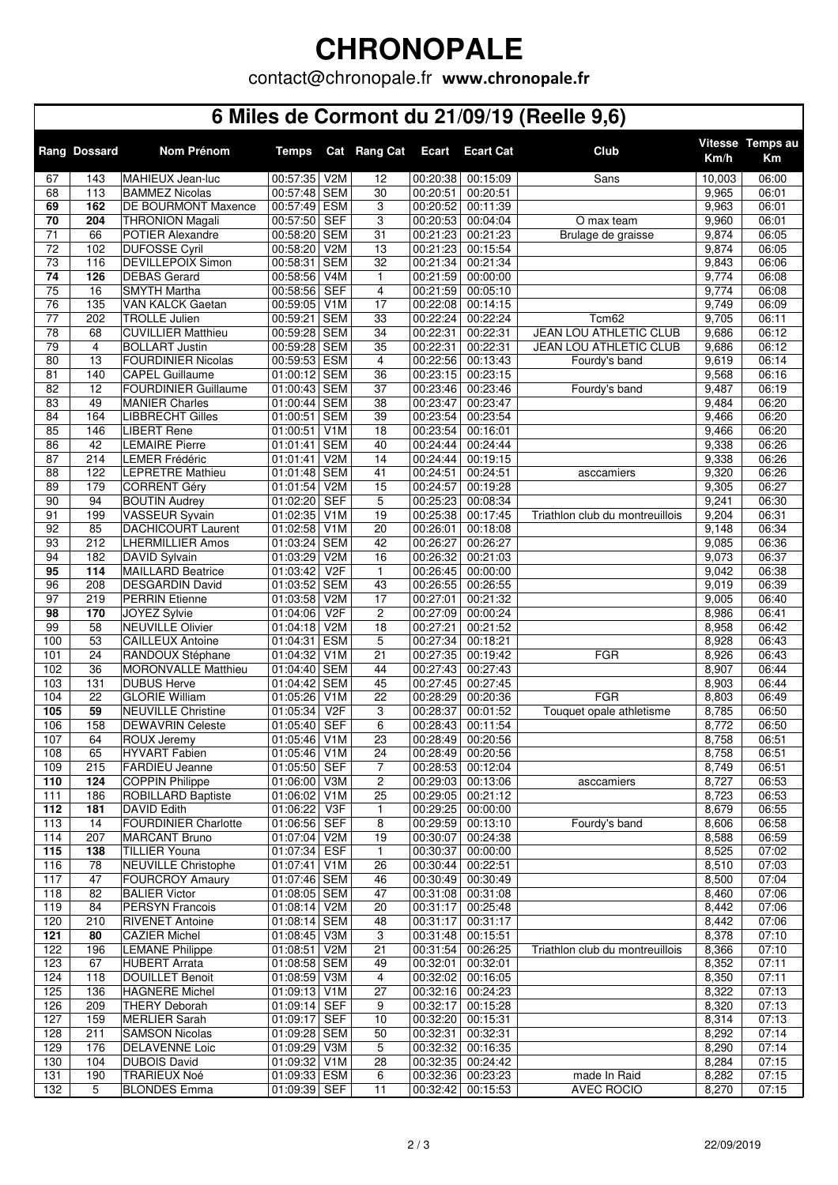# CHRONOPALE

contact@chronopale.fr **www.chronopale.fr**

## 6 Miles de Cormont du 21/09/19 (Reelle 9,6)

| Rang | Dossard | Nom Prénom | Temps | Cat | Rang Cat | Ecart | Ecart Cat | Club | Vitesse Km/h | Temps au Km |
|---|---|---|---|---|---|---|---|---|---|---|
| 67 | 143 | MAHIEUX Jean-luc | 00:57:35 | V2M | 12 | 00:20:38 | 00:15:09 | Sans | 10,003 | 06:00 |
| 68 | 113 | BAMMEZ Nicolas | 00:57:48 | SEM | 30 | 00:20:51 | 00:20:51 | | 9,965 | 06:01 |
| **69** | **162** | DE BOURMONT Maxence | 00:57:49 | ESM | 3 | 00:20:52 | 00:11:39 | | 9,963 | 06:01 |
| **70** | **204** | THRONION Magali | 00:57:50 | SEF | 3 | 00:20:53 | 00:04:04 | O max team | 9,960 | 06:01 |
| 71 | 66 | POTIER Alexandre | 00:58:20 | SEM | 31 | 00:21:23 | 00:21:23 | Brulage de graisse | 9,874 | 06:05 |
| 72 | 102 | DUFOSSE Cyril | 00:58:20 | V2M | 13 | 00:21:23 | 00:15:54 | | 9,874 | 06:05 |
| 73 | 116 | DEVILLEPOIX Simon | 00:58:31 | SEM | 32 | 00:21:34 | 00:21:34 | | 9,843 | 06:06 |
| **74** | **126** | DEBAS Gerard | 00:58:56 | V4M | 1 | 00:21:59 | 00:00:00 | | 9,774 | 06:08 |
| 75 | 16 | SMYTH Martha | 00:58:56 | SEF | 4 | 00:21:59 | 00:05:10 | | 9,774 | 06:08 |
| 76 | 135 | VAN KALCK Gaetan | 00:59:05 | V1M | 17 | 00:22:08 | 00:14:15 | | 9,749 | 06:09 |
| 77 | 202 | TROLLE Julien | 00:59:21 | SEM | 33 | 00:22:24 | 00:22:24 | Tcm62 | 9,705 | 06:11 |
| 78 | 68 | CUVILLIER Matthieu | 00:59:28 | SEM | 34 | 00:22:31 | 00:22:31 | JEAN LOU ATHLETIC CLUB | 9,686 | 06:12 |
| 79 | 4 | BOLLART Justin | 00:59:28 | SEM | 35 | 00:22:31 | 00:22:31 | JEAN LOU ATHLETIC CLUB | 9,686 | 06:12 |
| 80 | 13 | FOURDINIER Nicolas | 00:59:53 | ESM | 4 | 00:22:56 | 00:13:43 | Fourdy's band | 9,619 | 06:14 |
| 81 | 140 | CAPEL Guillaume | 01:00:12 | SEM | 36 | 00:23:15 | 00:23:15 | | 9,568 | 06:16 |
| 82 | 12 | FOURDINIER Guillaume | 01:00:43 | SEM | 37 | 00:23:46 | 00:23:46 | Fourdy's band | 9,487 | 06:19 |
| 83 | 49 | MANIER Charles | 01:00:44 | SEM | 38 | 00:23:47 | 00:23:47 | | 9,484 | 06:20 |
| 84 | 164 | LIBBRECHT Gilles | 01:00:51 | SEM | 39 | 00:23:54 | 00:23:54 | | 9,466 | 06:20 |
| 85 | 146 | LIBERT Rene | 01:00:51 | V1M | 18 | 00:23:54 | 00:16:01 | | 9,466 | 06:20 |
| 86 | 42 | LEMAIRE Pierre | 01:01:41 | SEM | 40 | 00:24:44 | 00:24:44 | | 9,338 | 06:26 |
| 87 | 214 | LEMER Frédéric | 01:01:41 | V2M | 14 | 00:24:44 | 00:19:15 | | 9,338 | 06:26 |
| 88 | 122 | LEPRETRE Mathieu | 01:01:48 | SEM | 41 | 00:24:51 | 00:24:51 | asccamiers | 9,320 | 06:26 |
| 89 | 179 | CORRENT Géry | 01:01:54 | V2M | 15 | 00:24:57 | 00:19:28 | | 9,305 | 06:27 |
| 90 | 94 | BOUTIN Audrey | 01:02:20 | SEF | 5 | 00:25:23 | 00:08:34 | | 9,241 | 06:30 |
| 91 | 199 | VASSEUR Sylvain | 01:02:35 | V1M | 19 | 00:25:38 | 00:17:45 | Triathlon club du montreuillois | 9,204 | 06:31 |
| 92 | 85 | DACHICOURT Laurent | 01:02:58 | V1M | 20 | 00:26:01 | 00:18:08 | | 9,148 | 06:34 |
| 93 | 212 | LHERMILLIER Amos | 01:03:24 | SEM | 42 | 00:26:27 | 00:26:27 | | 9,085 | 06:36 |
| 94 | 182 | DAVID Sylvain | 01:03:29 | V2M | 16 | 00:26:32 | 00:21:03 | | 9,073 | 06:37 |
| **95** | **114** | MAILLARD Beatrice | 01:03:42 | V2F | 1 | 00:26:45 | 00:00:00 | | 9,042 | 06:38 |
| 96 | 208 | DESGARDIN David | 01:03:52 | SEM | 43 | 00:26:55 | 00:26:55 | | 9,019 | 06:39 |
| 97 | 219 | PERRIN Etienne | 01:03:58 | V2M | 17 | 00:27:01 | 00:21:32 | | 9,005 | 06:40 |
| **98** | **170** | JOYEZ Sylvie | 01:04:06 | V2F | 2 | 00:27:09 | 00:00:24 | | 8,986 | 06:41 |
| 99 | 58 | NEUVILLE Olivier | 01:04:18 | V2M | 18 | 00:27:21 | 00:21:52 | | 8,958 | 06:42 |
| 100 | 53 | CAILLEUX Antoine | 01:04:31 | ESM | 5 | 00:27:34 | 00:18:21 | | 8,928 | 06:43 |
| 101 | 24 | RANDOUX Stéphane | 01:04:32 | V1M | 21 | 00:27:35 | 00:19:42 | FGR | 8,926 | 06:43 |
| 102 | 36 | MORONVALLE Matthieu | 01:04:40 | SEM | 44 | 00:27:43 | 00:27:43 | | 8,907 | 06:44 |
| 103 | 131 | DUBUS Herve | 01:04:42 | SEM | 45 | 00:27:45 | 00:27:45 | | 8,903 | 06:44 |
| 104 | 22 | GLORIE William | 01:05:26 | V1M | 22 | 00:28:29 | 00:20:36 | FGR | 8,803 | 06:49 |
| **105** | **59** | NEUVILLE Christine | 01:05:34 | V2F | 3 | 00:28:37 | 00:01:52 | Touquet opale athletisme | 8,785 | 06:50 |
| 106 | 158 | DEWAVRIN Celeste | 01:05:40 | SEF | 6 | 00:28:43 | 00:11:54 | | 8,772 | 06:50 |
| 107 | 64 | ROUX Jeremy | 01:05:46 | V1M | 23 | 00:28:49 | 00:20:56 | | 8,758 | 06:51 |
| 108 | 65 | HYVART Fabien | 01:05:46 | V1M | 24 | 00:28:49 | 00:20:56 | | 8,758 | 06:51 |
| 109 | 215 | FARDIEU Jeanne | 01:05:50 | SEF | 7 | 00:28:53 | 00:12:04 | | 8,749 | 06:51 |
| **110** | **124** | COPPIN Philippe | 01:06:00 | V3M | 2 | 00:29:03 | 00:13:06 | asccamiers | 8,727 | 06:53 |
| 111 | 186 | ROBILLARD Baptiste | 01:06:02 | V1M | 25 | 00:29:05 | 00:21:12 | | 8,723 | 06:53 |
| **112** | **181** | DAVID Edith | 01:06:22 | V3F | 1 | 00:29:25 | 00:00:00 | | 8,679 | 06:55 |
| 113 | 14 | FOURDINIER Charlotte | 01:06:56 | SEF | 8 | 00:29:59 | 00:13:10 | Fourdy's band | 8,606 | 06:58 |
| 114 | 207 | MARCANT Bruno | 01:07:04 | V2M | 19 | 00:30:07 | 00:24:38 | | 8,588 | 06:59 |
| **115** | **138** | TILLIER Youna | 01:07:34 | ESF | 1 | 00:30:37 | 00:00:00 | | 8,525 | 07:02 |
| 116 | 78 | NEUVILLE Christophe | 01:07:41 | V1M | 26 | 00:30:44 | 00:22:51 | | 8,510 | 07:03 |
| 117 | 47 | FOURCROY Amaury | 01:07:46 | SEM | 46 | 00:30:49 | 00:30:49 | | 8,500 | 07:04 |
| 118 | 82 | BALIER Victor | 01:08:05 | SEM | 47 | 00:31:08 | 00:31:08 | | 8,460 | 07:06 |
| 119 | 84 | PERSYN Francois | 01:08:14 | V2M | 20 | 00:31:17 | 00:25:48 | | 8,442 | 07:06 |
| 120 | 210 | RIVENET Antoine | 01:08:14 | SEM | 48 | 00:31:17 | 00:31:17 | | 8,442 | 07:06 |
| **121** | **80** | CAZIER Michel | 01:08:45 | V3M | 3 | 00:31:48 | 00:15:51 | | 8,378 | 07:10 |
| 122 | 196 | LEMANE Philippe | 01:08:51 | V2M | 21 | 00:31:54 | 00:26:25 | Triathlon club du montreuillois | 8,366 | 07:10 |
| 123 | 67 | HUBERT Arrata | 01:08:58 | SEM | 49 | 00:32:01 | 00:32:01 | | 8,352 | 07:11 |
| 124 | 118 | DOUILLET Benoit | 01:08:59 | V3M | 4 | 00:32:02 | 00:16:05 | | 8,350 | 07:11 |
| 125 | 136 | HAGNERE Michel | 01:09:13 | V1M | 27 | 00:32:16 | 00:24:23 | | 8,322 | 07:13 |
| 126 | 209 | THERY Deborah | 01:09:14 | SEF | 9 | 00:32:17 | 00:15:28 | | 8,320 | 07:13 |
| 127 | 159 | MERLIER Sarah | 01:09:17 | SEF | 10 | 00:32:20 | 00:15:31 | | 8,314 | 07:13 |
| 128 | 211 | SAMSON Nicolas | 01:09:28 | SEM | 50 | 00:32:31 | 00:32:31 | | 8,292 | 07:14 |
| 129 | 176 | DELAVENNE Loic | 01:09:29 | V3M | 5 | 00:32:32 | 00:16:35 | | 8,290 | 07:14 |
| 130 | 104 | DUBOIS David | 01:09:32 | V1M | 28 | 00:32:35 | 00:24:42 | | 8,284 | 07:15 |
| 131 | 190 | TRARIEUX Noé | 01:09:33 | ESM | 6 | 00:32:36 | 00:23:23 | made In Raid | 8,282 | 07:15 |
| 132 | 5 | BLONDES Emma | 01:09:39 | SEF | 11 | 00:32:42 | 00:15:53 | AVEC ROCIO | 8,270 | 07:15 |

22/09/2019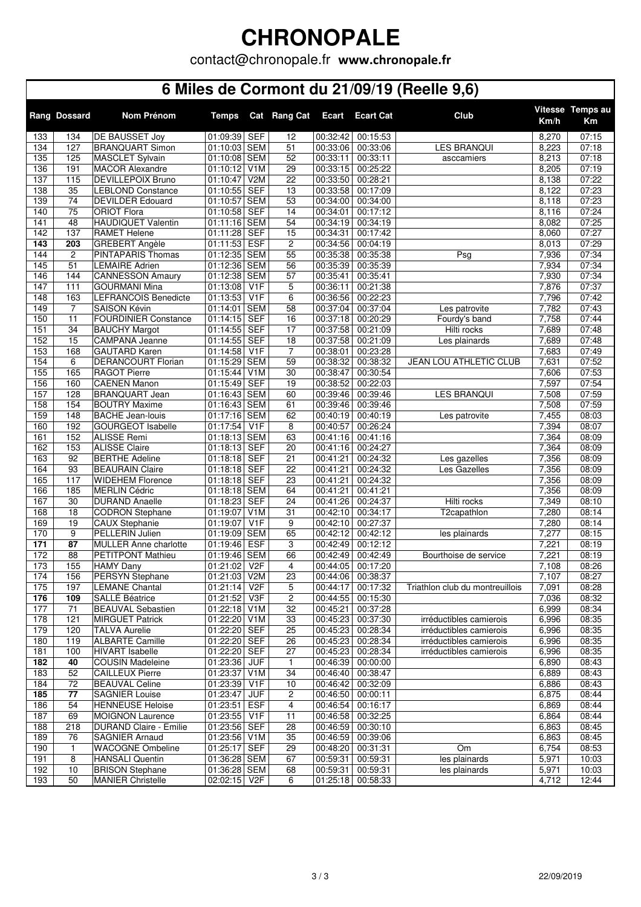# CHRONOPALE

contact@chronopale.fr **www.chronopale.fr**

## 6 Miles de Cormont du 21/09/19 (Reelle 9,6)

| Rang | Dossard | Nom Prénom | Temps | Cat | Rang Cat | Ecart | Ecart Cat | Club | Vitesse Km/h | Temps au Km |
|---|---|---|---|---|---|---|---|---|---|---|
| 133 | 134 | DE BAUSSET Joy | 01:09:39 | SEF | 12 | 00:32:42 | 00:15:53 | | 8,270 | 07:15 |
| 134 | 127 | BRANQUART Simon | 01:10:03 | SEM | 51 | 00:33:06 | 00:33:06 | LES BRANQUI | 8,223 | 07:18 |
| 135 | 125 | MASCLET Sylvain | 01:10:08 | SEM | 52 | 00:33:11 | 00:33:11 | asccamiers | 8,213 | 07:18 |
| 136 | 191 | MACOR Alexandre | 01:10:12 | V1M | 29 | 00:33:15 | 00:25:22 | | 8,205 | 07:19 |
| 137 | 115 | DEVILLEPOIX Bruno | 01:10:47 | V2M | 22 | 00:33:50 | 00:28:21 | | 8,138 | 07:22 |
| 138 | 35 | LEBLOND Constance | 01:10:55 | SEF | 13 | 00:33:58 | 00:17:09 | | 8,122 | 07:23 |
| 139 | 74 | DEVILDER Edouard | 01:10:57 | SEM | 53 | 00:34:00 | 00:34:00 | | 8,118 | 07:23 |
| 140 | 75 | ORIOT Flora | 01:10:58 | SEF | 14 | 00:34:01 | 00:17:12 | | 8,116 | 07:24 |
| 141 | 48 | HAUDIQUET Valentin | 01:11:16 | SEM | 54 | 00:34:19 | 00:34:19 | | 8,082 | 07:25 |
| 142 | 137 | RAMET Helene | 01:11:28 | SEF | 15 | 00:34:31 | 00:17:42 | | 8,060 | 07:27 |
| **143** | **203** | GREBERT Angèle | 01:11:53 | ESF | 2 | 00:34:56 | 00:04:19 | | 8,013 | 07:29 |
| 144 | 2 | PINTAPARIS Thomas | 01:12:35 | SEM | 55 | 00:35:38 | 00:35:38 | Psg | 7,936 | 07:34 |
| 145 | 51 | LEMAIRE Adrien | 01:12:36 | SEM | 56 | 00:35:39 | 00:35:39 | | 7,934 | 07:34 |
| 146 | 144 | CANNESSON Amaury | 01:12:38 | SEM | 57 | 00:35:41 | 00:35:41 | | 7,930 | 07:34 |
| 147 | 111 | GOURMANI Mina | 01:13:08 | V1F | 5 | 00:36:11 | 00:21:38 | | 7,876 | 07:37 |
| 148 | 163 | LEFRANCOIS Benedicte | 01:13:53 | V1F | 6 | 00:36:56 | 00:22:23 | | 7,796 | 07:42 |
| 149 | 7 | SAISON Kévin | 01:14:01 | SEM | 58 | 00:37:04 | 00:37:04 | Les patrovite | 7,782 | 07:43 |
| 150 | 11 | FOURDINIER Constance | 01:14:15 | SEF | 16 | 00:37:18 | 00:20:29 | Fourdy's band | 7,758 | 07:44 |
| 151 | 34 | BAUCHY Margot | 01:14:55 | SEF | 17 | 00:37:58 | 00:21:09 | Hilti rocks | 7,689 | 07:48 |
| 152 | 15 | CAMPANA Jeanne | 01:14:55 | SEF | 18 | 00:37:58 | 00:21:09 | Les plainards | 7,689 | 07:48 |
| 153 | 168 | GAUTARD Karen | 01:14:58 | V1F | 7 | 00:38:01 | 00:23:28 | | 7,683 | 07:49 |
| 154 | 6 | DERANCOURT Florian | 01:15:29 | SEM | 59 | 00:38:32 | 00:38:32 | JEAN LOU ATHLETIC CLUB | 7,631 | 07:52 |
| 155 | 165 | RAGOT Pierre | 01:15:44 | V1M | 30 | 00:38:47 | 00:30:54 | | 7,606 | 07:53 |
| 156 | 160 | CAENEN Manon | 01:15:49 | SEF | 19 | 00:38:52 | 00:22:03 | | 7,597 | 07:54 |
| 157 | 128 | BRANQUART Jean | 01:16:43 | SEM | 60 | 00:39:46 | 00:39:46 | LES BRANQUI | 7,508 | 07:59 |
| 158 | 154 | BOUTRY Maxime | 01:16:43 | SEM | 61 | 00:39:46 | 00:39:46 | | 7,508 | 07:59 |
| 159 | 148 | BACHE Jean-louis | 01:17:16 | SEM | 62 | 00:40:19 | 00:40:19 | Les patrovite | 7,455 | 08:03 |
| 160 | 192 | GOURGEOT Isabelle | 01:17:54 | V1F | 8 | 00:40:57 | 00:26:24 | | 7,394 | 08:07 |
| 161 | 152 | ALISSE Remi | 01:18:13 | SEM | 63 | 00:41:16 | 00:41:16 | | 7,364 | 08:09 |
| 162 | 153 | ALISSE Claire | 01:18:13 | SEF | 20 | 00:41:16 | 00:24:27 | | 7,364 | 08:09 |
| 163 | 92 | BERTHE Adeline | 01:18:18 | SEF | 21 | 00:41:21 | 00:24:32 | Les gazelles | 7,356 | 08:09 |
| 164 | 93 | BEAURAIN Claire | 01:18:18 | SEF | 22 | 00:41:21 | 00:24:32 | Les Gazelles | 7,356 | 08:09 |
| 165 | 117 | WIDEHEM Florence | 01:18:18 | SEF | 23 | 00:41:21 | 00:24:32 | | 7,356 | 08:09 |
| 166 | 185 | MERLIN Cédric | 01:18:18 | SEM | 64 | 00:41:21 | 00:41:21 | | 7,356 | 08:09 |
| 167 | 30 | DURAND Anaelle | 01:18:23 | SEF | 24 | 00:41:26 | 00:24:37 | Hilti rocks | 7,349 | 08:10 |
| 168 | 18 | CODRON Stephane | 01:19:07 | V1M | 31 | 00:42:10 | 00:34:17 | T2capathlon | 7,280 | 08:14 |
| 169 | 19 | CAUX Stephanie | 01:19:07 | V1F | 9 | 00:42:10 | 00:27:37 | | 7,280 | 08:14 |
| 170 | 9 | PELLERIN Julien | 01:19:09 | SEM | 65 | 00:42:12 | 00:42:12 | les plainards | 7,277 | 08:15 |
| **171** | **87** | MULLER Anne charlotte | 01:19:46 | ESF | 3 | 00:42:49 | 00:12:12 | | 7,221 | 08:19 |
| 172 | 88 | PETITPONT Mathieu | 01:19:46 | SEM | 66 | 00:42:49 | 00:42:49 | Bourthoise de service | 7,221 | 08:19 |
| 173 | 155 | HAMY Dany | 01:21:02 | V2F | 4 | 00:44:05 | 00:17:20 | | 7,108 | 08:26 |
| 174 | 156 | PERSYN Stephane | 01:21:03 | V2M | 23 | 00:44:06 | 00:38:37 | | 7,107 | 08:27 |
| 175 | 197 | LEMANE Chantal | 01:21:14 | V2F | 5 | 00:44:17 | 00:17:32 | Triathlon club du montreuillois | 7,091 | 08:28 |
| **176** | **109** | SALLÉ Béatrice | 01:21:52 | V3F | 2 | 00:44:55 | 00:15:30 | | 7,036 | 08:32 |
| 177 | 71 | BEAUVAL Sebastien | 01:22:18 | V1M | 32 | 00:45:21 | 00:37:28 | | 6,999 | 08:34 |
| 178 | 121 | MIRGUET Patrick | 01:22:20 | V1M | 33 | 00:45:23 | 00:37:30 | irréductibles camierois | 6,996 | 08:35 |
| 179 | 120 | TALVA Aurelie | 01:22:20 | SEF | 25 | 00:45:23 | 00:28:34 | irréductibles camierois | 6,996 | 08:35 |
| 180 | 119 | ALBARTE Camille | 01:22:20 | SEF | 26 | 00:45:23 | 00:28:34 | irréductibles camierois | 6,996 | 08:35 |
| 181 | 100 | HIVART Isabelle | 01:22:20 | SEF | 27 | 00:45:23 | 00:28:34 | irréductibles camierois | 6,996 | 08:35 |
| **182** | **40** | COUSIN Madeleine | 01:23:36 | JUF | 1 | 00:46:39 | 00:00:00 | | 6,890 | 08:43 |
| 183 | 52 | CAILLEUX Pierre | 01:23:37 | V1M | 34 | 00:46:40 | 00:38:47 | | 6,889 | 08:43 |
| 184 | 72 | BEAUVAL Celine | 01:23:39 | V1F | 10 | 00:46:42 | 00:32:09 | | 6,886 | 08:43 |
| **185** | **77** | SAGNIER Louise | 01:23:47 | JUF | 2 | 00:46:50 | 00:00:11 | | 6,875 | 08:44 |
| 186 | 54 | HENNEUSE Heloise | 01:23:51 | ESF | 4 | 00:46:54 | 00:16:17 | | 6,869 | 08:44 |
| 187 | 69 | MOIGNON Laurence | 01:23:55 | V1F | 11 | 00:46:58 | 00:32:25 | | 6,864 | 08:44 |
| 188 | 218 | DURAND Claire - Emilie | 01:23:56 | SEF | 28 | 00:46:59 | 00:30:10 | | 6,863 | 08:45 |
| 189 | 76 | SAGNIER Arnaud | 01:23:56 | V1M | 35 | 00:46:59 | 00:39:06 | | 6,863 | 08:45 |
| 190 | 1 | WACOGNE Ombeline | 01:25:17 | SEF | 29 | 00:48:20 | 00:31:31 | Om | 6,754 | 08:53 |
| 191 | 8 | HANSALI Quentin | 01:36:28 | SEM | 67 | 00:59:31 | 00:59:31 | les plainards | 5,971 | 10:03 |
| 192 | 10 | BRISON Stephane | 01:36:28 | SEM | 68 | 00:59:31 | 00:59:31 | les plainards | 5,971 | 10:03 |
| 193 | 50 | MANIER Christelle | 02:02:15 | V2F | 6 | 01:25:18 | 00:58:33 | | 4,712 | 12:44 |